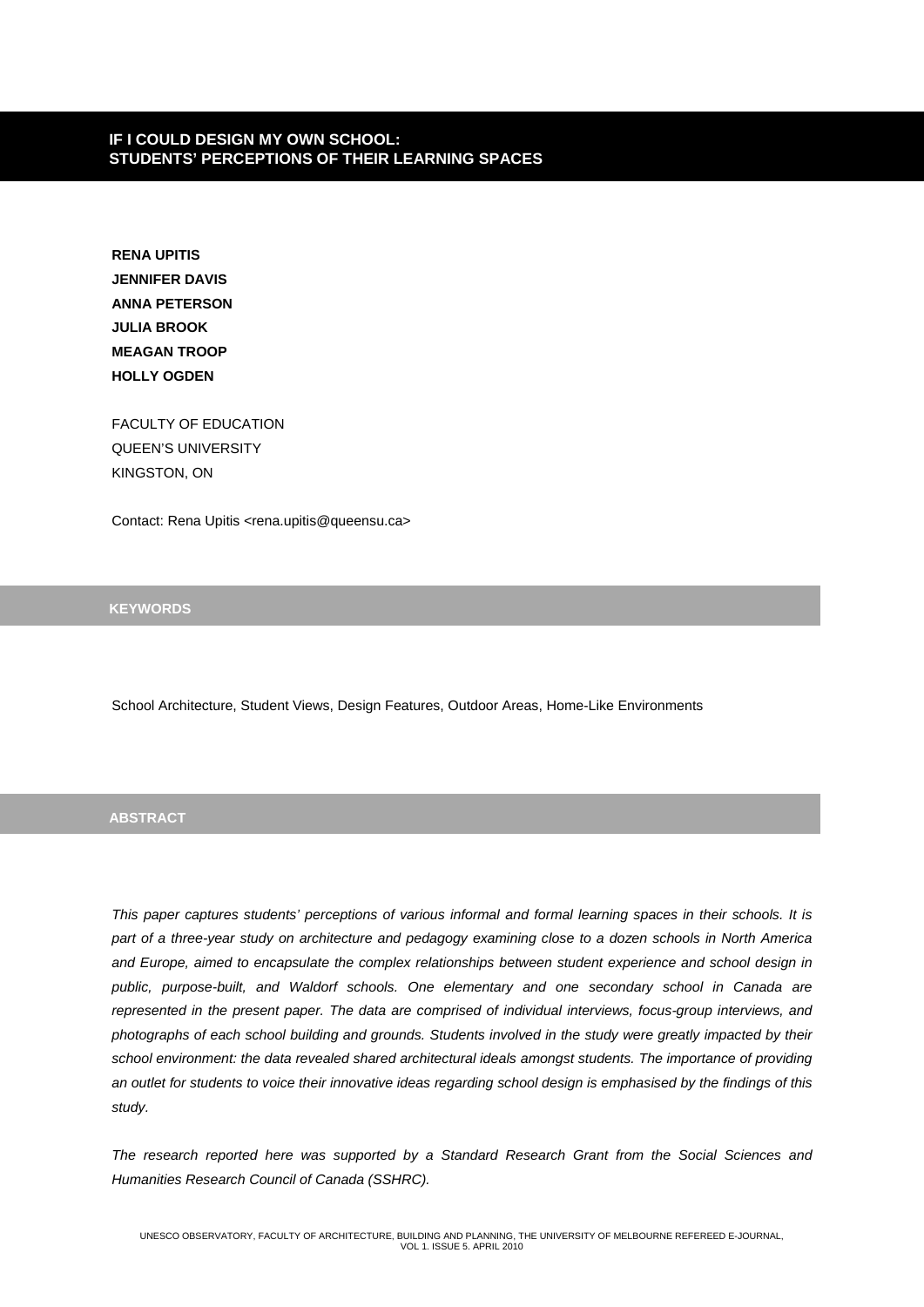# IF I COULD DESIGN MY OWN SCHOOL: STUDENTS' PERCEPTIONS OF THEIR LEARNING SPACES

**RENA UPITIS**
**JENNIFER DAVIS**
**ANNA PETERSON**
**JULIA BROOK**
**MEAGAN TROOP**
**HOLLY OGDEN**

FACULTY OF EDUCATION
QUEEN'S UNIVERSITY
KINGSTON, ON

Contact: Rena Upitis <rena.upitis@queensu.ca>

## KEYWORDS

School Architecture, Student Views, Design Features, Outdoor Areas, Home-Like Environments

## ABSTRACT

*This paper captures students' perceptions of various informal and formal learning spaces in their schools. It is part of a three-year study on architecture and pedagogy examining close to a dozen schools in North America and Europe, aimed to encapsulate the complex relationships between student experience and school design in public, purpose-built, and Waldorf schools. One elementary and one secondary school in Canada are represented in the present paper. The data are comprised of individual interviews, focus-group interviews, and photographs of each school building and grounds. Students involved in the study were greatly impacted by their school environment: the data revealed shared architectural ideals amongst students. The importance of providing an outlet for students to voice their innovative ideas regarding school design is emphasised by the findings of this study.*

*The research reported here was supported by a Standard Research Grant from the Social Sciences and Humanities Research Council of Canada (SSHRC).*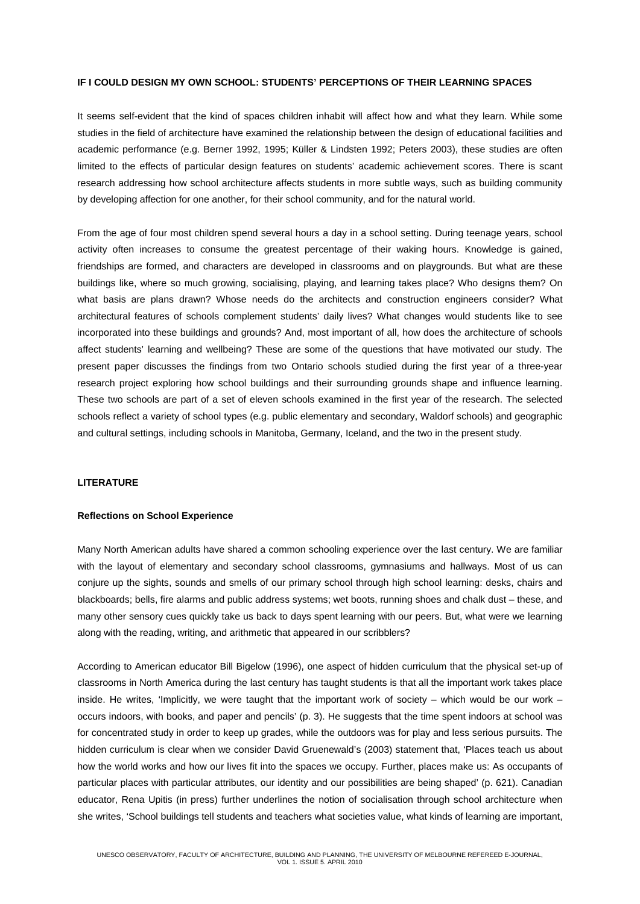**IF I COULD DESIGN MY OWN SCHOOL: STUDENTS' PERCEPTIONS OF THEIR LEARNING SPACES**

It seems self-evident that the kind of spaces children inhabit will affect how and what they learn. While some studies in the field of architecture have examined the relationship between the design of educational facilities and academic performance (e.g. Berner 1992, 1995; Küller & Lindsten 1992; Peters 2003), these studies are often limited to the effects of particular design features on students' academic achievement scores. There is scant research addressing how school architecture affects students in more subtle ways, such as building community by developing affection for one another, for their school community, and for the natural world.

From the age of four most children spend several hours a day in a school setting. During teenage years, school activity often increases to consume the greatest percentage of their waking hours. Knowledge is gained, friendships are formed, and characters are developed in classrooms and on playgrounds. But what are these buildings like, where so much growing, socialising, playing, and learning takes place? Who designs them? On what basis are plans drawn? Whose needs do the architects and construction engineers consider? What architectural features of schools complement students' daily lives? What changes would students like to see incorporated into these buildings and grounds? And, most important of all, how does the architecture of schools affect students' learning and wellbeing? These are some of the questions that have motivated our study. The present paper discusses the findings from two Ontario schools studied during the first year of a three-year research project exploring how school buildings and their surrounding grounds shape and influence learning. These two schools are part of a set of eleven schools examined in the first year of the research. The selected schools reflect a variety of school types (e.g. public elementary and secondary, Waldorf schools) and geographic and cultural settings, including schools in Manitoba, Germany, Iceland, and the two in the present study.

**LITERATURE**

**Reflections on School Experience**

Many North American adults have shared a common schooling experience over the last century. We are familiar with the layout of elementary and secondary school classrooms, gymnasiums and hallways. Most of us can conjure up the sights, sounds and smells of our primary school through high school learning: desks, chairs and blackboards; bells, fire alarms and public address systems; wet boots, running shoes and chalk dust – these, and many other sensory cues quickly take us back to days spent learning with our peers. But, what were we learning along with the reading, writing, and arithmetic that appeared in our scribblers?

According to American educator Bill Bigelow (1996), one aspect of hidden curriculum that the physical set-up of classrooms in North America during the last century has taught students is that all the important work takes place inside. He writes, 'Implicitly, we were taught that the important work of society – which would be our work – occurs indoors, with books, and paper and pencils' (p. 3). He suggests that the time spent indoors at school was for concentrated study in order to keep up grades, while the outdoors was for play and less serious pursuits. The hidden curriculum is clear when we consider David Gruenewald's (2003) statement that, 'Places teach us about how the world works and how our lives fit into the spaces we occupy. Further, places make us: As occupants of particular places with particular attributes, our identity and our possibilities are being shaped' (p. 621). Canadian educator, Rena Upitis (in press) further underlines the notion of socialisation through school architecture when she writes, 'School buildings tell students and teachers what societies value, what kinds of learning are important,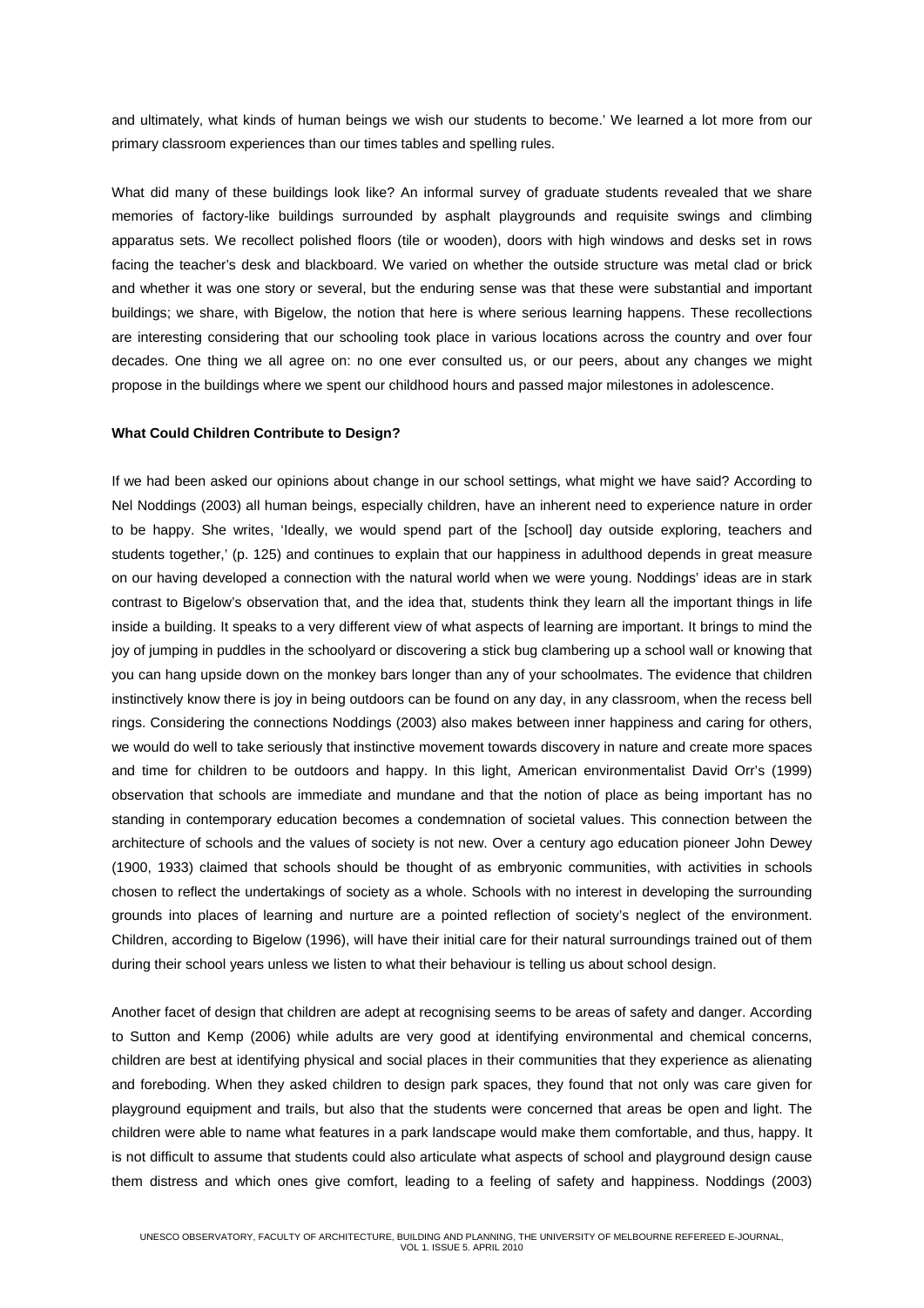and ultimately, what kinds of human beings we wish our students to become.' We learned a lot more from our primary classroom experiences than our times tables and spelling rules.

What did many of these buildings look like? An informal survey of graduate students revealed that we share memories of factory-like buildings surrounded by asphalt playgrounds and requisite swings and climbing apparatus sets. We recollect polished floors (tile or wooden), doors with high windows and desks set in rows facing the teacher's desk and blackboard. We varied on whether the outside structure was metal clad or brick and whether it was one story or several, but the enduring sense was that these were substantial and important buildings; we share, with Bigelow, the notion that here is where serious learning happens. These recollections are interesting considering that our schooling took place in various locations across the country and over four decades. One thing we all agree on: no one ever consulted us, or our peers, about any changes we might propose in the buildings where we spent our childhood hours and passed major milestones in adolescence.

**What Could Children Contribute to Design?**

If we had been asked our opinions about change in our school settings, what might we have said? According to Nel Noddings (2003) all human beings, especially children, have an inherent need to experience nature in order to be happy. She writes, 'Ideally, we would spend part of the [school] day outside exploring, teachers and students together,' (p. 125) and continues to explain that our happiness in adulthood depends in great measure on our having developed a connection with the natural world when we were young. Noddings' ideas are in stark contrast to Bigelow's observation that, and the idea that, students think they learn all the important things in life inside a building. It speaks to a very different view of what aspects of learning are important. It brings to mind the joy of jumping in puddles in the schoolyard or discovering a stick bug clambering up a school wall or knowing that you can hang upside down on the monkey bars longer than any of your schoolmates. The evidence that children instinctively know there is joy in being outdoors can be found on any day, in any classroom, when the recess bell rings. Considering the connections Noddings (2003) also makes between inner happiness and caring for others, we would do well to take seriously that instinctive movement towards discovery in nature and create more spaces and time for children to be outdoors and happy. In this light, American environmentalist David Orr's (1999) observation that schools are immediate and mundane and that the notion of place as being important has no standing in contemporary education becomes a condemnation of societal values. This connection between the architecture of schools and the values of society is not new. Over a century ago education pioneer John Dewey (1900, 1933) claimed that schools should be thought of as embryonic communities, with activities in schools chosen to reflect the undertakings of society as a whole. Schools with no interest in developing the surrounding grounds into places of learning and nurture are a pointed reflection of society's neglect of the environment. Children, according to Bigelow (1996), will have their initial care for their natural surroundings trained out of them during their school years unless we listen to what their behaviour is telling us about school design.

Another facet of design that children are adept at recognising seems to be areas of safety and danger. According to Sutton and Kemp (2006) while adults are very good at identifying environmental and chemical concerns, children are best at identifying physical and social places in their communities that they experience as alienating and foreboding. When they asked children to design park spaces, they found that not only was care given for playground equipment and trails, but also that the students were concerned that areas be open and light. The children were able to name what features in a park landscape would make them comfortable, and thus, happy. It is not difficult to assume that students could also articulate what aspects of school and playground design cause them distress and which ones give comfort, leading to a feeling of safety and happiness. Noddings (2003)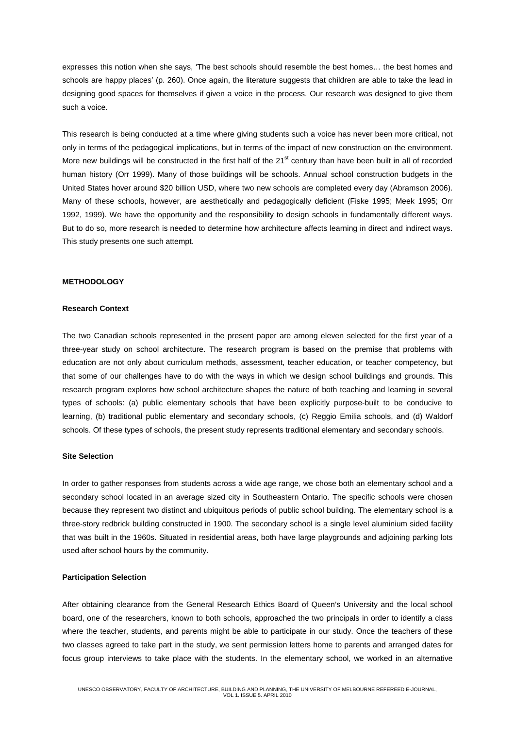expresses this notion when she says, 'The best schools should resemble the best homes… the best homes and schools are happy places' (p. 260). Once again, the literature suggests that children are able to take the lead in designing good spaces for themselves if given a voice in the process. Our research was designed to give them such a voice.

This research is being conducted at a time where giving students such a voice has never been more critical, not only in terms of the pedagogical implications, but in terms of the impact of new construction on the environment. More new buildings will be constructed in the first half of the 21st century than have been built in all of recorded human history (Orr 1999). Many of those buildings will be schools. Annual school construction budgets in the United States hover around $20 billion USD, where two new schools are completed every day (Abramson 2006). Many of these schools, however, are aesthetically and pedagogically deficient (Fiske 1995; Meek 1995; Orr 1992, 1999). We have the opportunity and the responsibility to design schools in fundamentally different ways. But to do so, more research is needed to determine how architecture affects learning in direct and indirect ways. This study presents one such attempt.

## METHODOLOGY

### Research Context

The two Canadian schools represented in the present paper are among eleven selected for the first year of a three-year study on school architecture. The research program is based on the premise that problems with education are not only about curriculum methods, assessment, teacher education, or teacher competency, but that some of our challenges have to do with the ways in which we design school buildings and grounds. This research program explores how school architecture shapes the nature of both teaching and learning in several types of schools: (a) public elementary schools that have been explicitly purpose-built to be conducive to learning, (b) traditional public elementary and secondary schools, (c) Reggio Emilia schools, and (d) Waldorf schools. Of these types of schools, the present study represents traditional elementary and secondary schools.

### Site Selection

In order to gather responses from students across a wide age range, we chose both an elementary school and a secondary school located in an average sized city in Southeastern Ontario. The specific schools were chosen because they represent two distinct and ubiquitous periods of public school building. The elementary school is a three-story redbrick building constructed in 1900. The secondary school is a single level aluminium sided facility that was built in the 1960s. Situated in residential areas, both have large playgrounds and adjoining parking lots used after school hours by the community.

### Participation Selection

After obtaining clearance from the General Research Ethics Board of Queen's University and the local school board, one of the researchers, known to both schools, approached the two principals in order to identify a class where the teacher, students, and parents might be able to participate in our study. Once the teachers of these two classes agreed to take part in the study, we sent permission letters home to parents and arranged dates for focus group interviews to take place with the students. In the elementary school, we worked in an alternative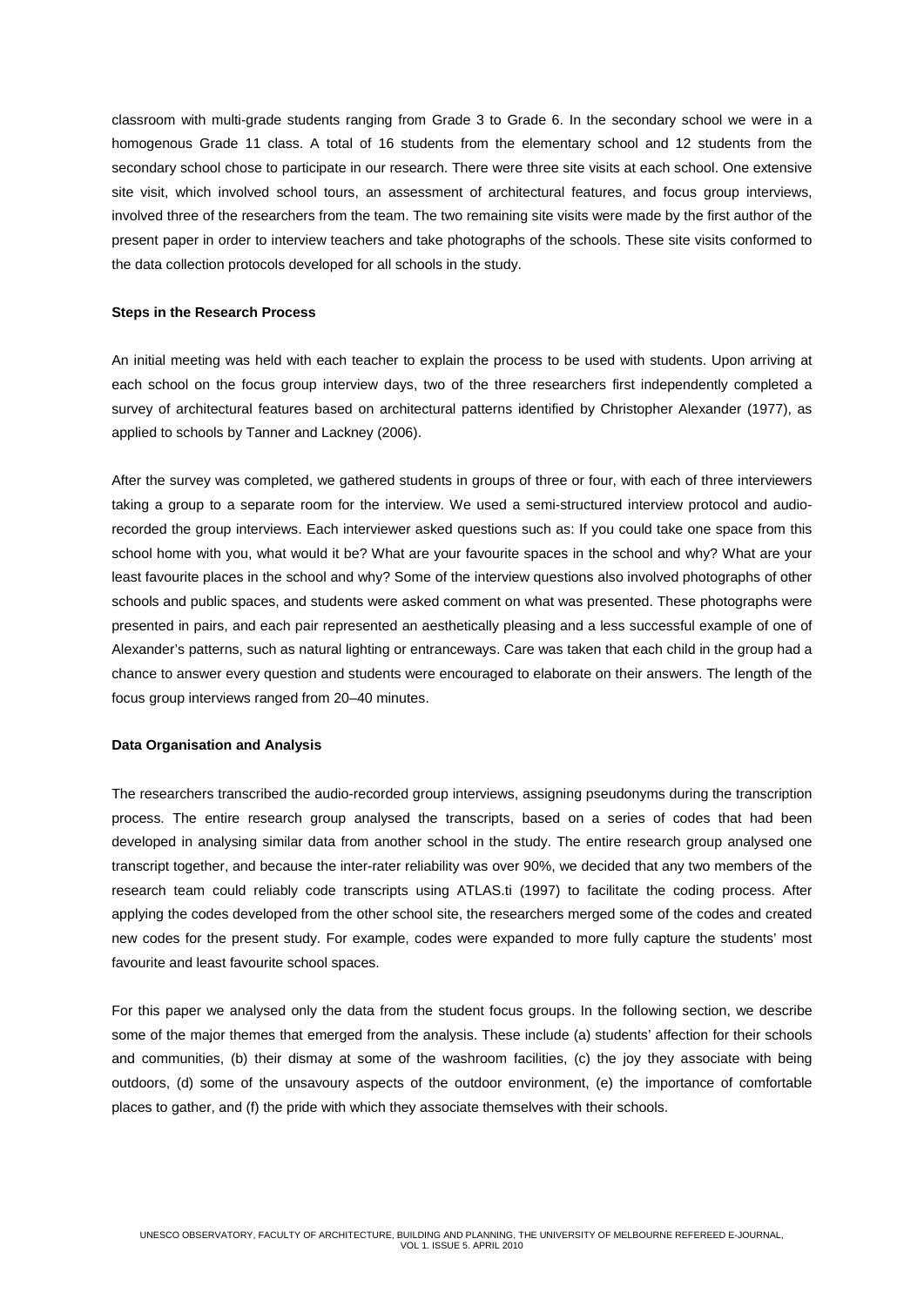classroom with multi-grade students ranging from Grade 3 to Grade 6. In the secondary school we were in a homogenous Grade 11 class. A total of 16 students from the elementary school and 12 students from the secondary school chose to participate in our research. There were three site visits at each school. One extensive site visit, which involved school tours, an assessment of architectural features, and focus group interviews, involved three of the researchers from the team. The two remaining site visits were made by the first author of the present paper in order to interview teachers and take photographs of the schools. These site visits conformed to the data collection protocols developed for all schools in the study.

**Steps in the Research Process**

An initial meeting was held with each teacher to explain the process to be used with students. Upon arriving at each school on the focus group interview days, two of the three researchers first independently completed a survey of architectural features based on architectural patterns identified by Christopher Alexander (1977), as applied to schools by Tanner and Lackney (2006).

After the survey was completed, we gathered students in groups of three or four, with each of three interviewers taking a group to a separate room for the interview. We used a semi-structured interview protocol and audio-recorded the group interviews. Each interviewer asked questions such as: If you could take one space from this school home with you, what would it be? What are your favourite spaces in the school and why? What are your least favourite places in the school and why? Some of the interview questions also involved photographs of other schools and public spaces, and students were asked comment on what was presented. These photographs were presented in pairs, and each pair represented an aesthetically pleasing and a less successful example of one of Alexander's patterns, such as natural lighting or entranceways. Care was taken that each child in the group had a chance to answer every question and students were encouraged to elaborate on their answers. The length of the focus group interviews ranged from 20–40 minutes.

**Data Organisation and Analysis**

The researchers transcribed the audio-recorded group interviews, assigning pseudonyms during the transcription process. The entire research group analysed the transcripts, based on a series of codes that had been developed in analysing similar data from another school in the study. The entire research group analysed one transcript together, and because the inter-rater reliability was over 90%, we decided that any two members of the research team could reliably code transcripts using ATLAS.ti (1997) to facilitate the coding process. After applying the codes developed from the other school site, the researchers merged some of the codes and created new codes for the present study. For example, codes were expanded to more fully capture the students' most favourite and least favourite school spaces.

For this paper we analysed only the data from the student focus groups. In the following section, we describe some of the major themes that emerged from the analysis. These include (a) students' affection for their schools and communities, (b) their dismay at some of the washroom facilities, (c) the joy they associate with being outdoors, (d) some of the unsavoury aspects of the outdoor environment, (e) the importance of comfortable places to gather, and (f) the pride with which they associate themselves with their schools.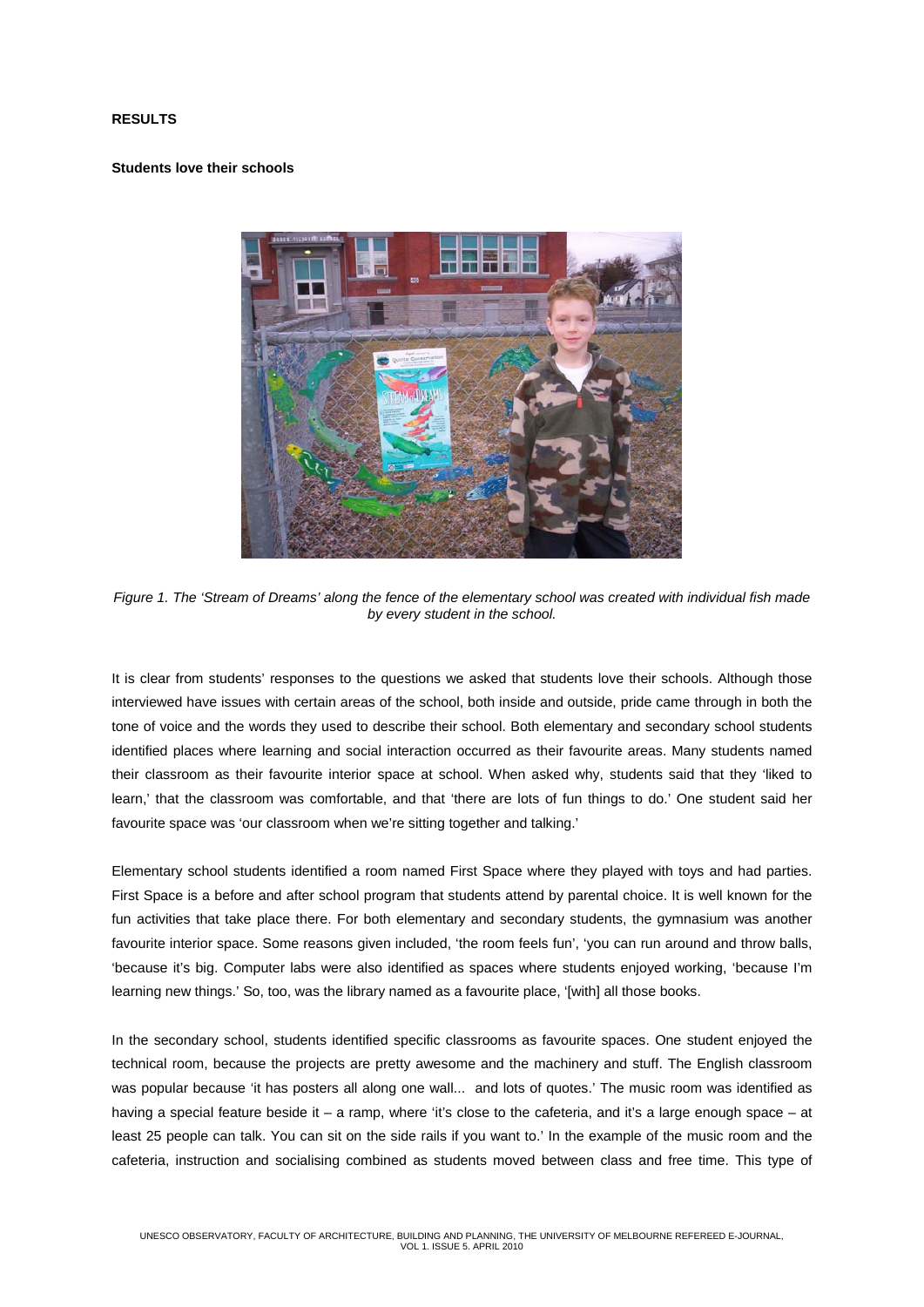**RESULTS**

**Students love their schools**

*Figure 1. The 'Stream of Dreams' along the fence of the elementary school was created with individual fish made by every student in the school.*

It is clear from students' responses to the questions we asked that students love their schools. Although those interviewed have issues with certain areas of the school, both inside and outside, pride came through in both the tone of voice and the words they used to describe their school. Both elementary and secondary school students identified places where learning and social interaction occurred as their favourite areas. Many students named their classroom as their favourite interior space at school. When asked why, students said that they 'liked to learn,' that the classroom was comfortable, and that 'there are lots of fun things to do.' One student said her favourite space was 'our classroom when we're sitting together and talking.'

Elementary school students identified a room named First Space where they played with toys and had parties. First Space is a before and after school program that students attend by parental choice. It is well known for the fun activities that take place there. For both elementary and secondary students, the gymnasium was another favourite interior space. Some reasons given included, 'the room feels fun', 'you can run around and throw balls, 'because it's big. Computer labs were also identified as spaces where students enjoyed working, 'because I'm learning new things.' So, too, was the library named as a favourite place, '[with] all those books.

In the secondary school, students identified specific classrooms as favourite spaces. One student enjoyed the technical room, because the projects are pretty awesome and the machinery and stuff. The English classroom was popular because 'it has posters all along one wall... and lots of quotes.' The music room was identified as having a special feature beside it – a ramp, where 'it's close to the cafeteria, and it's a large enough space – at least 25 people can talk. You can sit on the side rails if you want to.' In the example of the music room and the cafeteria, instruction and socialising combined as students moved between class and free time. This type of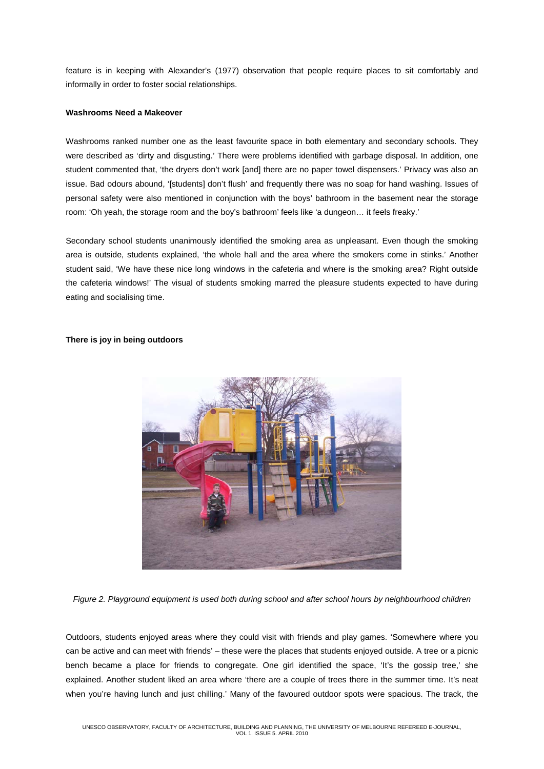feature is in keeping with Alexander's (1977) observation that people require places to sit comfortably and informally in order to foster social relationships.

**Washrooms Need a Makeover**

Washrooms ranked number one as the least favourite space in both elementary and secondary schools. They were described as 'dirty and disgusting.' There were problems identified with garbage disposal. In addition, one student commented that, 'the dryers don't work [and] there are no paper towel dispensers.' Privacy was also an issue. Bad odours abound, '[students] don't flush' and frequently there was no soap for hand washing. Issues of personal safety were also mentioned in conjunction with the boys' bathroom in the basement near the storage room: 'Oh yeah, the storage room and the boy's bathroom' feels like 'a dungeon… it feels freaky.'

Secondary school students unanimously identified the smoking area as unpleasant. Even though the smoking area is outside, students explained, 'the whole hall and the area where the smokers come in stinks.' Another student said, 'We have these nice long windows in the cafeteria and where is the smoking area? Right outside the cafeteria windows!' The visual of students smoking marred the pleasure students expected to have during eating and socialising time.

**There is joy in being outdoors**

*Figure 2. Playground equipment is used both during school and after school hours by neighbourhood children*

Outdoors, students enjoyed areas where they could visit with friends and play games. 'Somewhere where you can be active and can meet with friends' – these were the places that students enjoyed outside. A tree or a picnic bench became a place for friends to congregate. One girl identified the space, 'It's the gossip tree,' she explained. Another student liked an area where 'there are a couple of trees there in the summer time. It's neat when you're having lunch and just chilling.' Many of the favoured outdoor spots were spacious. The track, the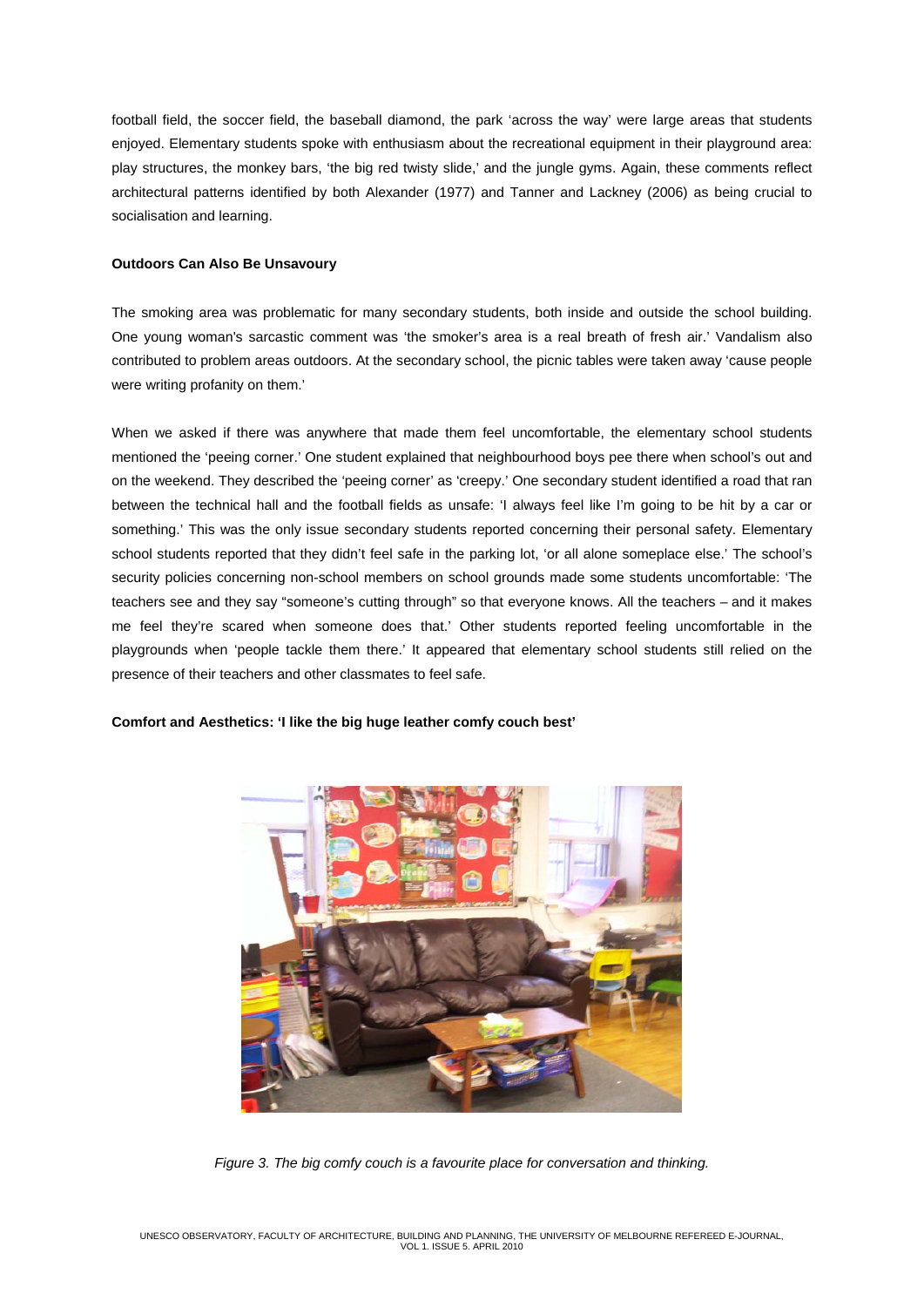football field, the soccer field, the baseball diamond, the park 'across the way' were large areas that students enjoyed. Elementary students spoke with enthusiasm about the recreational equipment in their playground area: play structures, the monkey bars, 'the big red twisty slide,' and the jungle gyms. Again, these comments reflect architectural patterns identified by both Alexander (1977) and Tanner and Lackney (2006) as being crucial to socialisation and learning.

**Outdoors Can Also Be Unsavoury**

The smoking area was problematic for many secondary students, both inside and outside the school building. One young woman's sarcastic comment was 'the smoker's area is a real breath of fresh air.' Vandalism also contributed to problem areas outdoors. At the secondary school, the picnic tables were taken away 'cause people were writing profanity on them.'

When we asked if there was anywhere that made them feel uncomfortable, the elementary school students mentioned the 'peeing corner.' One student explained that neighbourhood boys pee there when school's out and on the weekend. They described the 'peeing corner' as 'creepy.' One secondary student identified a road that ran between the technical hall and the football fields as unsafe: 'I always feel like I'm going to be hit by a car or something.' This was the only issue secondary students reported concerning their personal safety. Elementary school students reported that they didn't feel safe in the parking lot, 'or all alone someplace else.' The school's security policies concerning non-school members on school grounds made some students uncomfortable: 'The teachers see and they say "someone's cutting through" so that everyone knows. All the teachers – and it makes me feel they're scared when someone does that.' Other students reported feeling uncomfortable in the playgrounds when 'people tackle them there.' It appeared that elementary school students still relied on the presence of their teachers and other classmates to feel safe.

**Comfort and Aesthetics: 'I like the big huge leather comfy couch best'**

*Figure 3. The big comfy couch is a favourite place for conversation and thinking.*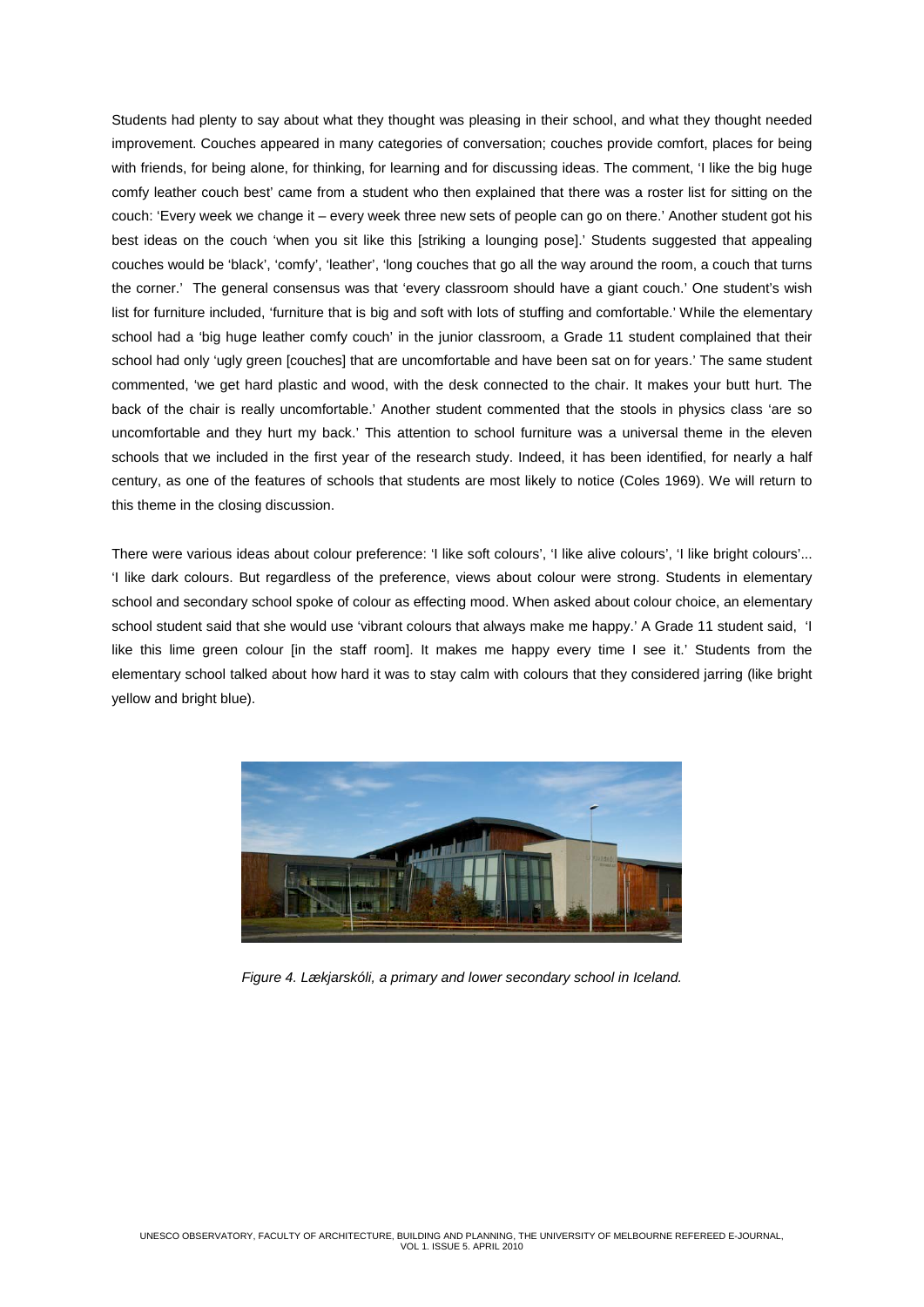Students had plenty to say about what they thought was pleasing in their school, and what they thought needed improvement. Couches appeared in many categories of conversation; couches provide comfort, places for being with friends, for being alone, for thinking, for learning and for discussing ideas. The comment, 'I like the big huge comfy leather couch best' came from a student who then explained that there was a roster list for sitting on the couch: 'Every week we change it – every week three new sets of people can go on there.' Another student got his best ideas on the couch 'when you sit like this [striking a lounging pose].' Students suggested that appealing couches would be 'black', 'comfy', 'leather', 'long couches that go all the way around the room, a couch that turns the corner.' The general consensus was that 'every classroom should have a giant couch.' One student's wish list for furniture included, 'furniture that is big and soft with lots of stuffing and comfortable.' While the elementary school had a 'big huge leather comfy couch' in the junior classroom, a Grade 11 student complained that their school had only 'ugly green [couches] that are uncomfortable and have been sat on for years.' The same student commented, 'we get hard plastic and wood, with the desk connected to the chair. It makes your butt hurt. The back of the chair is really uncomfortable.' Another student commented that the stools in physics class 'are so uncomfortable and they hurt my back.' This attention to school furniture was a universal theme in the eleven schools that we included in the first year of the research study. Indeed, it has been identified, for nearly a half century, as one of the features of schools that students are most likely to notice (Coles 1969). We will return to this theme in the closing discussion.

There were various ideas about colour preference: 'I like soft colours', 'I like alive colours', 'I like bright colours'... 'I like dark colours. But regardless of the preference, views about colour were strong. Students in elementary school and secondary school spoke of colour as effecting mood. When asked about colour choice, an elementary school student said that she would use 'vibrant colours that always make me happy.' A Grade 11 student said, 'I like this lime green colour [in the staff room]. It makes me happy every time I see it.' Students from the elementary school talked about how hard it was to stay calm with colours that they considered jarring (like bright yellow and bright blue).

*Figure 4. Lækjarskóli, a primary and lower secondary school in Iceland.*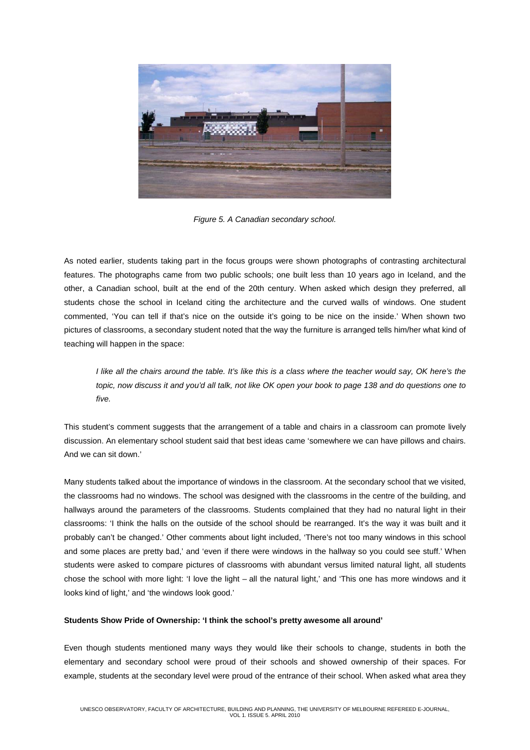*Figure 5. A Canadian secondary school.*

As noted earlier, students taking part in the focus groups were shown photographs of contrasting architectural features. The photographs came from two public schools; one built less than 10 years ago in Iceland, and the other, a Canadian school, built at the end of the 20th century. When asked which design they preferred, all students chose the school in Iceland citing the architecture and the curved walls of windows. One student commented, 'You can tell if that's nice on the outside it's going to be nice on the inside.' When shown two pictures of classrooms, a secondary student noted that the way the furniture is arranged tells him/her what kind of teaching will happen in the space:

> *I like all the chairs around the table. It's like this is a class where the teacher would say, OK here's the topic, now discuss it and you'd all talk, not like OK open your book to page 138 and do questions one to five.*

This student's comment suggests that the arrangement of a table and chairs in a classroom can promote lively discussion. An elementary school student said that best ideas came 'somewhere we can have pillows and chairs. And we can sit down.'

Many students talked about the importance of windows in the classroom. At the secondary school that we visited, the classrooms had no windows. The school was designed with the classrooms in the centre of the building, and hallways around the parameters of the classrooms. Students complained that they had no natural light in their classrooms: 'I think the halls on the outside of the school should be rearranged. It's the way it was built and it probably can't be changed.' Other comments about light included, 'There's not too many windows in this school and some places are pretty bad,' and 'even if there were windows in the hallway so you could see stuff.' When students were asked to compare pictures of classrooms with abundant versus limited natural light, all students chose the school with more light: 'I love the light – all the natural light,' and 'This one has more windows and it looks kind of light,' and 'the windows look good.'

**Students Show Pride of Ownership: 'I think the school's pretty awesome all around'**

Even though students mentioned many ways they would like their schools to change, students in both the elementary and secondary school were proud of their schools and showed ownership of their spaces. For example, students at the secondary level were proud of the entrance of their school. When asked what area they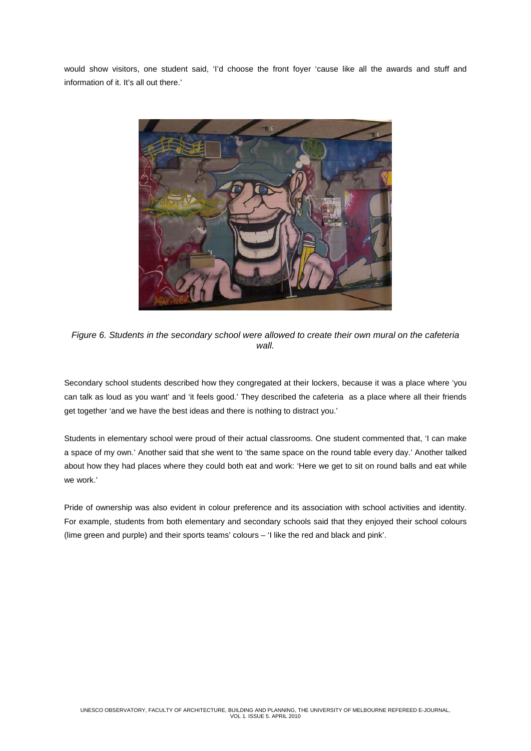would show visitors, one student said, 'I'd choose the front foyer 'cause like all the awards and stuff and information of it. It's all out there.'

*Figure 6. Students in the secondary school were allowed to create their own mural on the cafeteria wall.*

Secondary school students described how they congregated at their lockers, because it was a place where 'you can talk as loud as you want' and 'it feels good.' They described the cafeteria as a place where all their friends get together 'and we have the best ideas and there is nothing to distract you.'

Students in elementary school were proud of their actual classrooms. One student commented that, 'I can make a space of my own.' Another said that she went to 'the same space on the round table every day.' Another talked about how they had places where they could both eat and work: 'Here we get to sit on round balls and eat while we work.'

Pride of ownership was also evident in colour preference and its association with school activities and identity. For example, students from both elementary and secondary schools said that they enjoyed their school colours (lime green and purple) and their sports teams' colours – 'I like the red and black and pink'.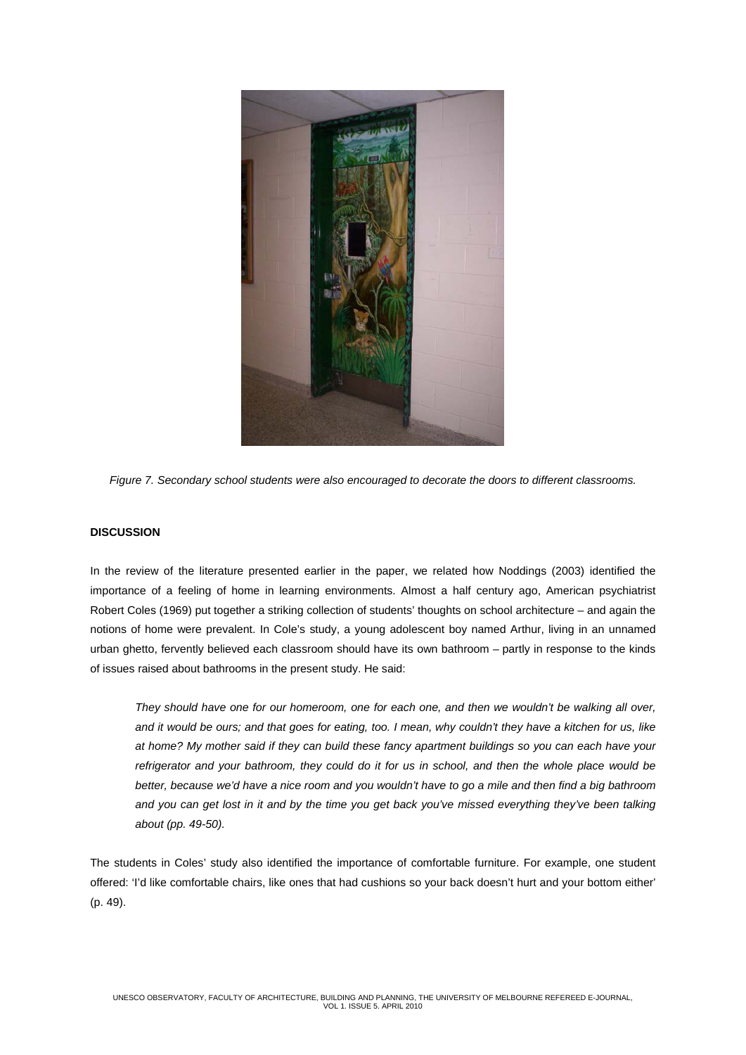*Figure 7. Secondary school students were also encouraged to decorate the doors to different classrooms.*

**DISCUSSION**

In the review of the literature presented earlier in the paper, we related how Noddings (2003) identified the importance of a feeling of home in learning environments. Almost a half century ago, American psychiatrist Robert Coles (1969) put together a striking collection of students' thoughts on school architecture – and again the notions of home were prevalent. In Cole's study, a young adolescent boy named Arthur, living in an unnamed urban ghetto, fervently believed each classroom should have its own bathroom – partly in response to the kinds of issues raised about bathrooms in the present study. He said:

> *They should have one for our homeroom, one for each one, and then we wouldn't be walking all over, and it would be ours; and that goes for eating, too. I mean, why couldn't they have a kitchen for us, like at home? My mother said if they can build these fancy apartment buildings so you can each have your refrigerator and your bathroom, they could do it for us in school, and then the whole place would be better, because we'd have a nice room and you wouldn't have to go a mile and then find a big bathroom and you can get lost in it and by the time you get back you've missed everything they've been talking about (pp. 49-50).*

The students in Coles' study also identified the importance of comfortable furniture. For example, one student offered: 'I'd like comfortable chairs, like ones that had cushions so your back doesn't hurt and your bottom either' (p. 49).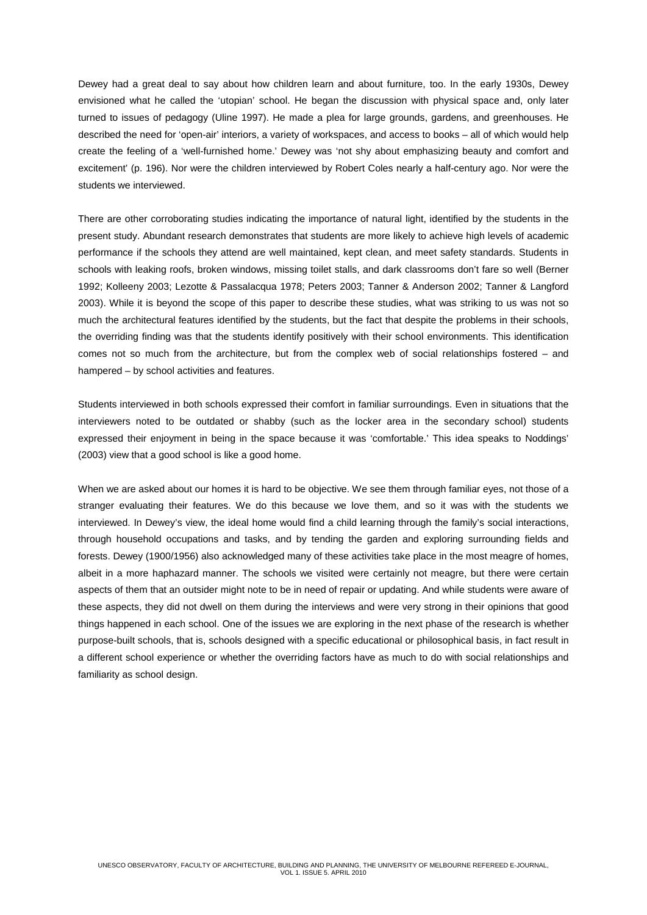Dewey had a great deal to say about how children learn and about furniture, too. In the early 1930s, Dewey envisioned what he called the 'utopian' school. He began the discussion with physical space and, only later turned to issues of pedagogy (Uline 1997). He made a plea for large grounds, gardens, and greenhouses. He described the need for 'open-air' interiors, a variety of workspaces, and access to books – all of which would help create the feeling of a 'well-furnished home.' Dewey was 'not shy about emphasizing beauty and comfort and excitement' (p. 196). Nor were the children interviewed by Robert Coles nearly a half-century ago. Nor were the students we interviewed.

There are other corroborating studies indicating the importance of natural light, identified by the students in the present study. Abundant research demonstrates that students are more likely to achieve high levels of academic performance if the schools they attend are well maintained, kept clean, and meet safety standards. Students in schools with leaking roofs, broken windows, missing toilet stalls, and dark classrooms don't fare so well (Berner 1992; Kolleeny 2003; Lezotte & Passalacqua 1978; Peters 2003; Tanner & Anderson 2002; Tanner & Langford 2003). While it is beyond the scope of this paper to describe these studies, what was striking to us was not so much the architectural features identified by the students, but the fact that despite the problems in their schools, the overriding finding was that the students identify positively with their school environments. This identification comes not so much from the architecture, but from the complex web of social relationships fostered – and hampered – by school activities and features.

Students interviewed in both schools expressed their comfort in familiar surroundings. Even in situations that the interviewers noted to be outdated or shabby (such as the locker area in the secondary school) students expressed their enjoyment in being in the space because it was 'comfortable.' This idea speaks to Noddings' (2003) view that a good school is like a good home.

When we are asked about our homes it is hard to be objective. We see them through familiar eyes, not those of a stranger evaluating their features. We do this because we love them, and so it was with the students we interviewed. In Dewey's view, the ideal home would find a child learning through the family's social interactions, through household occupations and tasks, and by tending the garden and exploring surrounding fields and forests. Dewey (1900/1956) also acknowledged many of these activities take place in the most meagre of homes, albeit in a more haphazard manner. The schools we visited were certainly not meagre, but there were certain aspects of them that an outsider might note to be in need of repair or updating. And while students were aware of these aspects, they did not dwell on them during the interviews and were very strong in their opinions that good things happened in each school. One of the issues we are exploring in the next phase of the research is whether purpose-built schools, that is, schools designed with a specific educational or philosophical basis, in fact result in a different school experience or whether the overriding factors have as much to do with social relationships and familiarity as school design.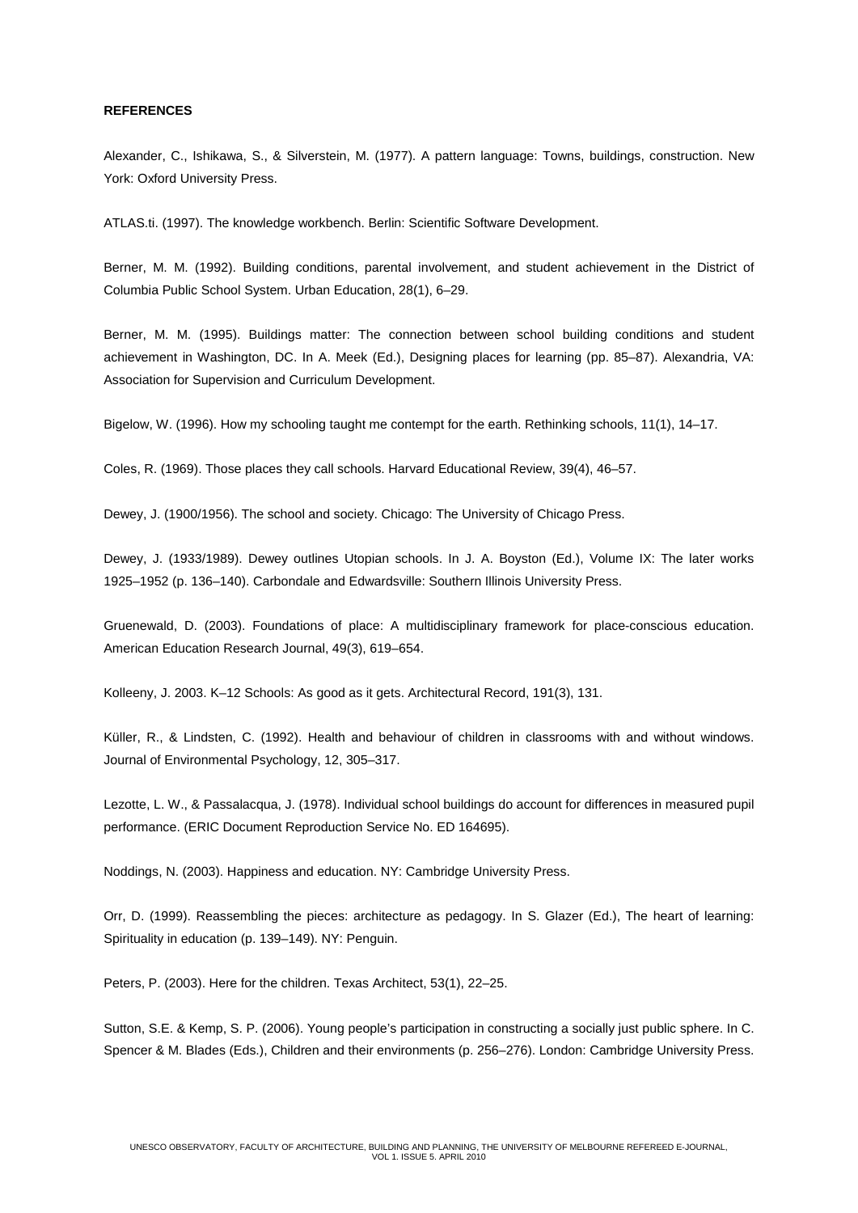**REFERENCES**

Alexander, C., Ishikawa, S., & Silverstein, M. (1977). A pattern language: Towns, buildings, construction. New York: Oxford University Press.

ATLAS.ti. (1997). The knowledge workbench. Berlin: Scientific Software Development.

Berner, M. M. (1992). Building conditions, parental involvement, and student achievement in the District of Columbia Public School System. Urban Education, 28(1), 6–29.

Berner, M. M. (1995). Buildings matter: The connection between school building conditions and student achievement in Washington, DC. In A. Meek (Ed.), Designing places for learning (pp. 85–87). Alexandria, VA: Association for Supervision and Curriculum Development.

Bigelow, W. (1996). How my schooling taught me contempt for the earth. Rethinking schools, 11(1), 14–17.

Coles, R. (1969). Those places they call schools. Harvard Educational Review, 39(4), 46–57.

Dewey, J. (1900/1956). The school and society. Chicago: The University of Chicago Press.

Dewey, J. (1933/1989). Dewey outlines Utopian schools. In J. A. Boyston (Ed.), Volume IX: The later works 1925–1952 (p. 136–140). Carbondale and Edwardsville: Southern Illinois University Press.

Gruenewald, D. (2003). Foundations of place: A multidisciplinary framework for place-conscious education. American Education Research Journal, 49(3), 619–654.

Kolleeny, J. 2003. K–12 Schools: As good as it gets. Architectural Record, 191(3), 131.

Küller, R., & Lindsten, C. (1992). Health and behaviour of children in classrooms with and without windows. Journal of Environmental Psychology, 12, 305–317.

Lezotte, L. W., & Passalacqua, J. (1978). Individual school buildings do account for differences in measured pupil performance. (ERIC Document Reproduction Service No. ED 164695).

Noddings, N. (2003). Happiness and education. NY: Cambridge University Press.

Orr, D. (1999). Reassembling the pieces: architecture as pedagogy. In S. Glazer (Ed.), The heart of learning: Spirituality in education (p. 139–149). NY: Penguin.

Peters, P. (2003). Here for the children. Texas Architect, 53(1), 22–25.

Sutton, S.E. & Kemp, S. P. (2006). Young people's participation in constructing a socially just public sphere. In C. Spencer & M. Blades (Eds.), Children and their environments (p. 256–276). London: Cambridge University Press.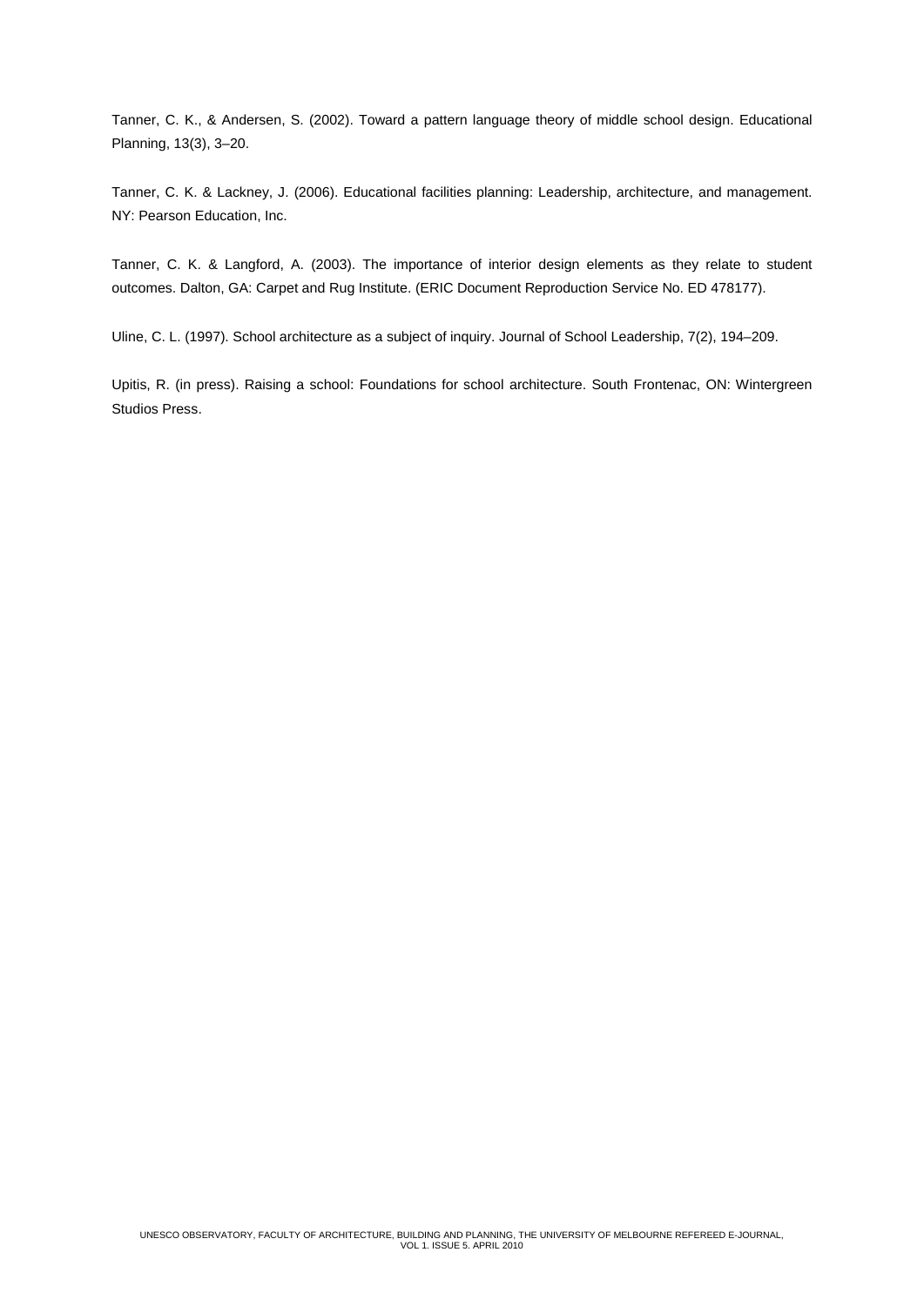Tanner, C. K., & Andersen, S. (2002). Toward a pattern language theory of middle school design. Educational Planning, 13(3), 3–20.

Tanner, C. K. & Lackney, J. (2006). Educational facilities planning: Leadership, architecture, and management. NY: Pearson Education, Inc.

Tanner, C. K. & Langford, A. (2003). The importance of interior design elements as they relate to student outcomes. Dalton, GA: Carpet and Rug Institute. (ERIC Document Reproduction Service No. ED 478177).

Uline, C. L. (1997). School architecture as a subject of inquiry. Journal of School Leadership, 7(2), 194–209.

Upitis, R. (in press). Raising a school: Foundations for school architecture. South Frontenac, ON: Wintergreen Studios Press.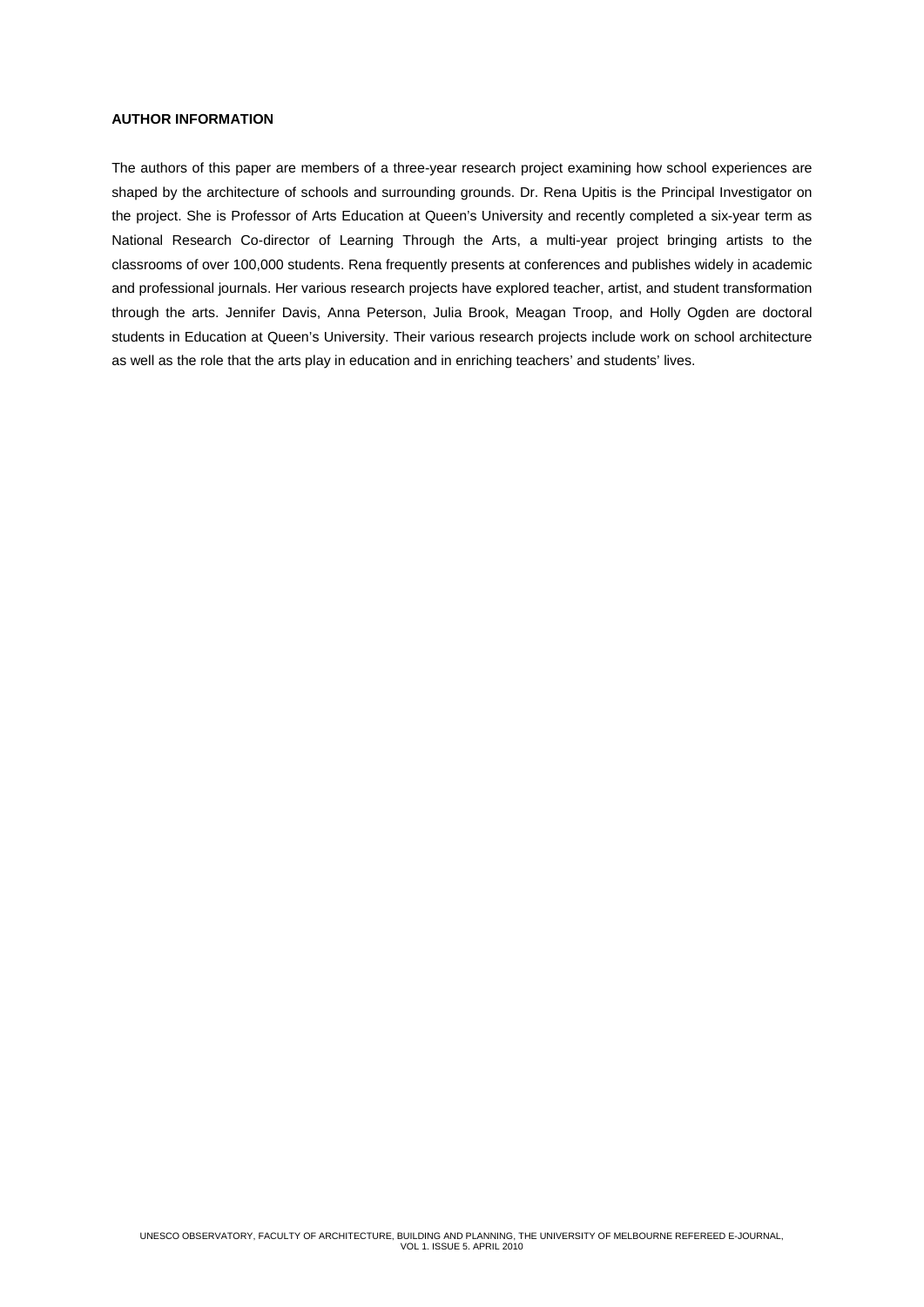**AUTHOR INFORMATION**

The authors of this paper are members of a three-year research project examining how school experiences are shaped by the architecture of schools and surrounding grounds. Dr. Rena Upitis is the Principal Investigator on the project. She is Professor of Arts Education at Queen's University and recently completed a six-year term as National Research Co-director of Learning Through the Arts, a multi-year project bringing artists to the classrooms of over 100,000 students. Rena frequently presents at conferences and publishes widely in academic and professional journals. Her various research projects have explored teacher, artist, and student transformation through the arts. Jennifer Davis, Anna Peterson, Julia Brook, Meagan Troop, and Holly Ogden are doctoral students in Education at Queen's University. Their various research projects include work on school architecture as well as the role that the arts play in education and in enriching teachers' and students' lives.